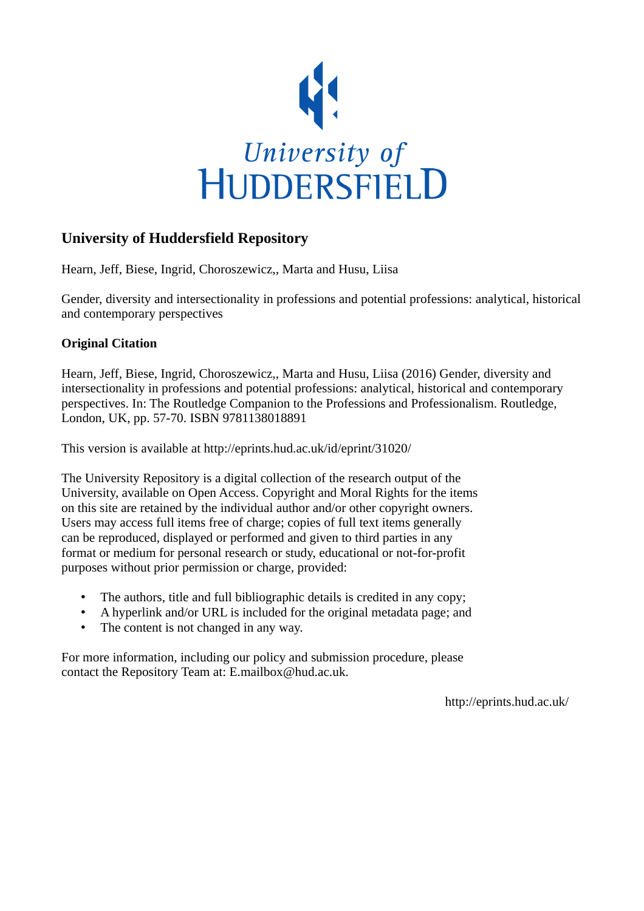University of HUDDERSFIELD

## University of Huddersfield Repository

Hearn, Jeff, Biese, Ingrid, Choroszewicz,, Marta and Husu, Liisa

Gender, diversity and intersectionality in professions and potential professions: analytical, historical and contemporary perspectives

### Original Citation

Hearn, Jeff, Biese, Ingrid, Choroszewicz,, Marta and Husu, Liisa (2016) Gender, diversity and intersectionality in professions and potential professions: analytical, historical and contemporary perspectives. In: The Routledge Companion to the Professions and Professionalism. Routledge, London, UK, pp. 57-70. ISBN 9781138018891

This version is available at http://eprints.hud.ac.uk/id/eprint/31020/

The University Repository is a digital collection of the research output of the University, available on Open Access. Copyright and Moral Rights for the items on this site are retained by the individual author and/or other copyright owners. Users may access full items free of charge; copies of full text items generally can be reproduced, displayed or performed and given to third parties in any format or medium for personal research or study, educational or not-for-profit purposes without prior permission or charge, provided:

- The authors, title and full bibliographic details is credited in any copy;
- A hyperlink and/or URL is included for the original metadata page; and
- The content is not changed in any way.

For more information, including our policy and submission procedure, please contact the Repository Team at: E.mailbox@hud.ac.uk.

http://eprints.hud.ac.uk/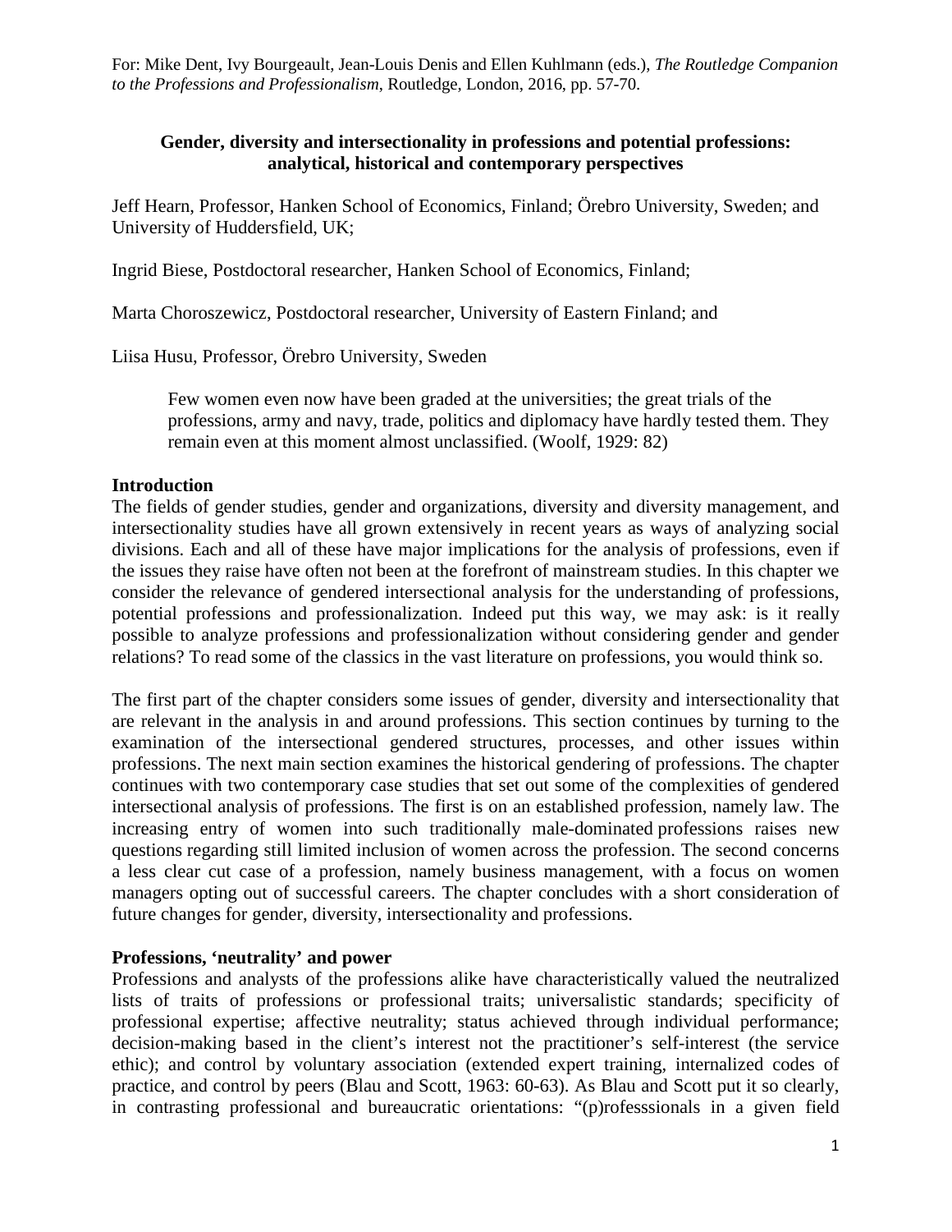For: Mike Dent, Ivy Bourgeault, Jean-Louis Denis and Ellen Kuhlmann (eds.), *The Routledge Companion to the Professions and Professionalism*, Routledge, London, 2016, pp. 57-70.

# Gender, diversity and intersectionality in professions and potential professions: analytical, historical and contemporary perspectives

Jeff Hearn, Professor, Hanken School of Economics, Finland; Örebro University, Sweden; and University of Huddersfield, UK;

Ingrid Biese, Postdoctoral researcher, Hanken School of Economics, Finland;

Marta Choroszewicz, Postdoctoral researcher, University of Eastern Finland; and

Liisa Husu, Professor, Örebro University, Sweden

> Few women even now have been graded at the universities; the great trials of the professions, army and navy, trade, politics and diplomacy have hardly tested them. They remain even at this moment almost unclassified. (Woolf, 1929: 82)

## Introduction

The fields of gender studies, gender and organizations, diversity and diversity management, and intersectionality studies have all grown extensively in recent years as ways of analyzing social divisions. Each and all of these have major implications for the analysis of professions, even if the issues they raise have often not been at the forefront of mainstream studies. In this chapter we consider the relevance of gendered intersectional analysis for the understanding of professions, potential professions and professionalization. Indeed put this way, we may ask: is it really possible to analyze professions and professionalization without considering gender and gender relations? To read some of the classics in the vast literature on professions, you would think so.

The first part of the chapter considers some issues of gender, diversity and intersectionality that are relevant in the analysis in and around professions. This section continues by turning to the examination of the intersectional gendered structures, processes, and other issues within professions. The next main section examines the historical gendering of professions. The chapter continues with two contemporary case studies that set out some of the complexities of gendered intersectional analysis of professions. The first is on an established profession, namely law. The increasing entry of women into such traditionally male-dominated professions raises new questions regarding still limited inclusion of women across the profession. The second concerns a less clear cut case of a profession, namely business management, with a focus on women managers opting out of successful careers. The chapter concludes with a short consideration of future changes for gender, diversity, intersectionality and professions.

## Professions, 'neutrality' and power

Professions and analysts of the professions alike have characteristically valued the neutralized lists of traits of professions or professional traits; universalistic standards; specificity of professional expertise; affective neutrality; status achieved through individual performance; decision-making based in the client's interest not the practitioner's self-interest (the service ethic); and control by voluntary association (extended expert training, internalized codes of practice, and control by peers (Blau and Scott, 1963: 60-63). As Blau and Scott put it so clearly, in contrasting professional and bureaucratic orientations: "(p)rofesssionals in a given field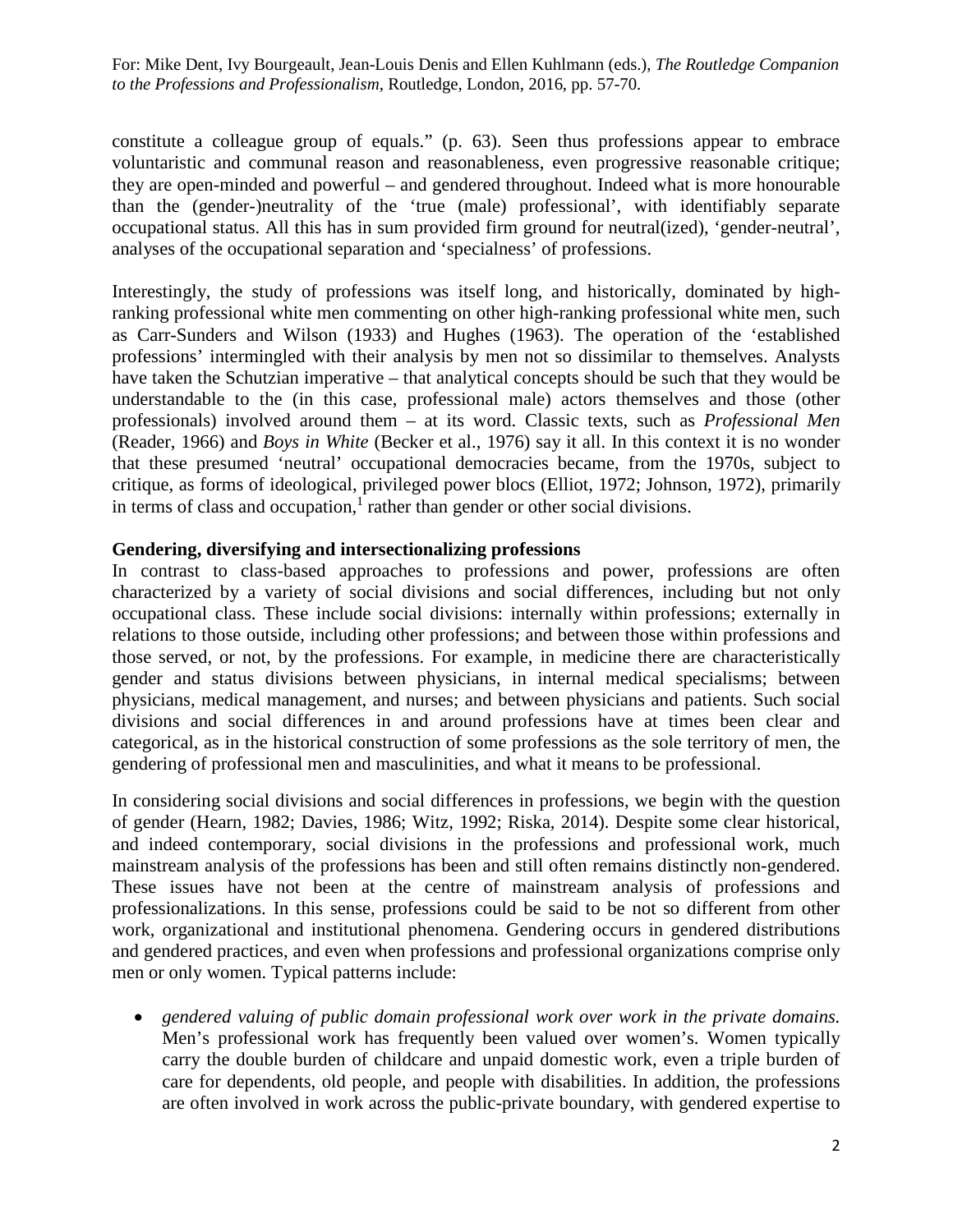constitute a colleague group of equals." (p. 63). Seen thus professions appear to embrace voluntaristic and communal reason and reasonableness, even progressive reasonable critique; they are open-minded and powerful – and gendered throughout. Indeed what is more honourable than the (gender-)neutrality of the 'true (male) professional', with identifiably separate occupational status. All this has in sum provided firm ground for neutral(ized), 'gender-neutral', analyses of the occupational separation and 'specialness' of professions.

Interestingly, the study of professions was itself long, and historically, dominated by high-ranking professional white men commenting on other high-ranking professional white men, such as Carr-Sunders and Wilson (1933) and Hughes (1963). The operation of the 'established professions' intermingled with their analysis by men not so dissimilar to themselves. Analysts have taken the Schutzian imperative – that analytical concepts should be such that they would be understandable to the (in this case, professional male) actors themselves and those (other professionals) involved around them – at its word. Classic texts, such as *Professional Men* (Reader, 1966) and *Boys in White* (Becker et al., 1976) say it all. In this context it is no wonder that these presumed 'neutral' occupational democracies became, from the 1970s, subject to critique, as forms of ideological, privileged power blocs (Elliot, 1972; Johnson, 1972), primarily in terms of class and occupation,[1] rather than gender or other social divisions.

## Gendering, diversifying and intersectionalizing professions

In contrast to class-based approaches to professions and power, professions are often characterized by a variety of social divisions and social differences, including but not only occupational class. These include social divisions: internally within professions; externally in relations to those outside, including other professions; and between those within professions and those served, or not, by the professions. For example, in medicine there are characteristically gender and status divisions between physicians, in internal medical specialisms; between physicians, medical management, and nurses; and between physicians and patients. Such social divisions and social differences in and around professions have at times been clear and categorical, as in the historical construction of some professions as the sole territory of men, the gendering of professional men and masculinities, and what it means to be professional.

In considering social divisions and social differences in professions, we begin with the question of gender (Hearn, 1982; Davies, 1986; Witz, 1992; Riska, 2014). Despite some clear historical, and indeed contemporary, social divisions in the professions and professional work, much mainstream analysis of the professions has been and still often remains distinctly non-gendered. These issues have not been at the centre of mainstream analysis of professions and professionalizations. In this sense, professions could be said to be not so different from other work, organizational and institutional phenomena. Gendering occurs in gendered distributions and gendered practices, and even when professions and professional organizations comprise only men or only women. Typical patterns include:

- *gendered valuing of public domain professional work over work in the private domains.* Men's professional work has frequently been valued over women's. Women typically carry the double burden of childcare and unpaid domestic work, even a triple burden of care for dependents, old people, and people with disabilities. In addition, the professions are often involved in work across the public-private boundary, with gendered expertise to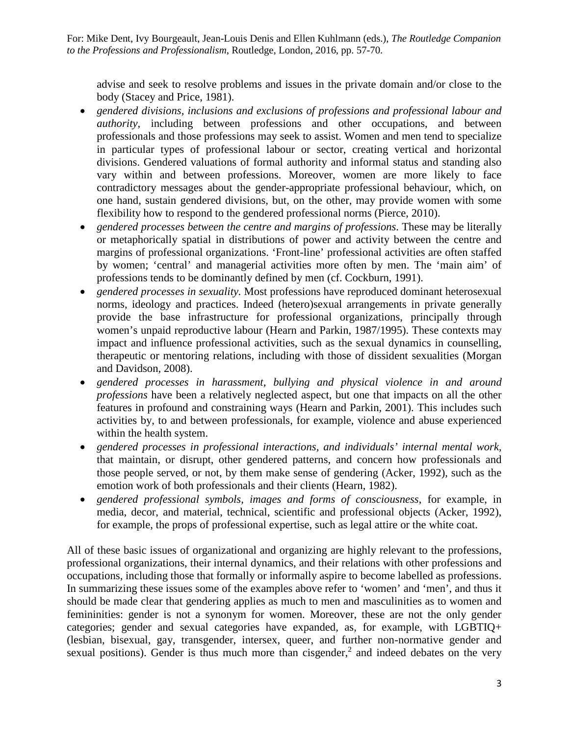advise and seek to resolve problems and issues in the private domain and/or close to the body (Stacey and Price, 1981).

- *gendered divisions, inclusions and exclusions of professions and professional labour and authority*, including between professions and other occupations, and between professionals and those professions may seek to assist. Women and men tend to specialize in particular types of professional labour or sector, creating vertical and horizontal divisions. Gendered valuations of formal authority and informal status and standing also vary within and between professions. Moreover, women are more likely to face contradictory messages about the gender-appropriate professional behaviour, which, on one hand, sustain gendered divisions, but, on the other, may provide women with some flexibility how to respond to the gendered professional norms (Pierce, 2010).
- *gendered processes between the centre and margins of professions*. These may be literally or metaphorically spatial in distributions of power and activity between the centre and margins of professional organizations. 'Front-line' professional activities are often staffed by women; 'central' and managerial activities more often by men. The 'main aim' of professions tends to be dominantly defined by men (cf. Cockburn, 1991).
- *gendered processes in sexuality*. Most professions have reproduced dominant heterosexual norms, ideology and practices. Indeed (hetero)sexual arrangements in private generally provide the base infrastructure for professional organizations, principally through women's unpaid reproductive labour (Hearn and Parkin, 1987/1995). These contexts may impact and influence professional activities, such as the sexual dynamics in counselling, therapeutic or mentoring relations, including with those of dissident sexualities (Morgan and Davidson, 2008).
- *gendered processes in harassment, bullying and physical violence in and around professions* have been a relatively neglected aspect, but one that impacts on all the other features in profound and constraining ways (Hearn and Parkin, 2001). This includes such activities by, to and between professionals, for example, violence and abuse experienced within the health system.
- *gendered processes in professional interactions, and individuals' internal mental work*, that maintain, or disrupt, other gendered patterns, and concern how professionals and those people served, or not, by them make sense of gendering (Acker, 1992), such as the emotion work of both professionals and their clients (Hearn, 1982).
- *gendered professional symbols, images and forms of consciousness*, for example, in media, decor, and material, technical, scientific and professional objects (Acker, 1992), for example, the props of professional expertise, such as legal attire or the white coat.

All of these basic issues of organizational and organizing are highly relevant to the professions, professional organizations, their internal dynamics, and their relations with other professions and occupations, including those that formally or informally aspire to become labelled as professions. In summarizing these issues some of the examples above refer to 'women' and 'men', and thus it should be made clear that gendering applies as much to men and masculinities as to women and femininities: gender is not a synonym for women. Moreover, these are not the only gender categories; gender and sexual categories have expanded, as, for example, with LGBTIQ+ (lesbian, bisexual, gay, transgender, intersex, queer, and further non-normative gender and sexual positions). Gender is thus much more than cisgender,[2] and indeed debates on the very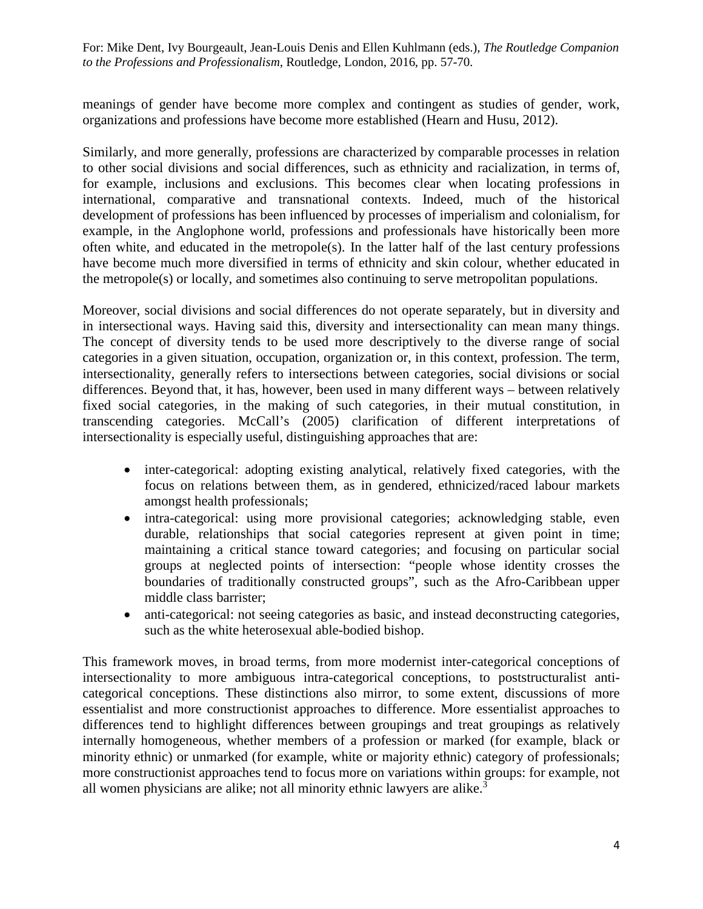meanings of gender have become more complex and contingent as studies of gender, work, organizations and professions have become more established (Hearn and Husu, 2012).

Similarly, and more generally, professions are characterized by comparable processes in relation to other social divisions and social differences, such as ethnicity and racialization, in terms of, for example, inclusions and exclusions. This becomes clear when locating professions in international, comparative and transnational contexts. Indeed, much of the historical development of professions has been influenced by processes of imperialism and colonialism, for example, in the Anglophone world, professions and professionals have historically been more often white, and educated in the metropole(s). In the latter half of the last century professions have become much more diversified in terms of ethnicity and skin colour, whether educated in the metropole(s) or locally, and sometimes also continuing to serve metropolitan populations.

Moreover, social divisions and social differences do not operate separately, but in diversity and in intersectional ways. Having said this, diversity and intersectionality can mean many things. The concept of diversity tends to be used more descriptively to the diverse range of social categories in a given situation, occupation, organization or, in this context, profession. The term, intersectionality, generally refers to intersections between categories, social divisions or social differences. Beyond that, it has, however, been used in many different ways – between relatively fixed social categories, in the making of such categories, in their mutual constitution, in transcending categories. McCall's (2005) clarification of different interpretations of intersectionality is especially useful, distinguishing approaches that are:

- inter-categorical: adopting existing analytical, relatively fixed categories, with the focus on relations between them, as in gendered, ethnicized/raced labour markets amongst health professionals;
- intra-categorical: using more provisional categories; acknowledging stable, even durable, relationships that social categories represent at given point in time; maintaining a critical stance toward categories; and focusing on particular social groups at neglected points of intersection: "people whose identity crosses the boundaries of traditionally constructed groups", such as the Afro-Caribbean upper middle class barrister;
- anti-categorical: not seeing categories as basic, and instead deconstructing categories, such as the white heterosexual able-bodied bishop.

This framework moves, in broad terms, from more modernist inter-categorical conceptions of intersectionality to more ambiguous intra-categorical conceptions, to poststructuralist anti-categorical conceptions. These distinctions also mirror, to some extent, discussions of more essentialist and more constructionist approaches to difference. More essentialist approaches to differences tend to highlight differences between groupings and treat groupings as relatively internally homogeneous, whether members of a profession or marked (for example, black or minority ethnic) or unmarked (for example, white or majority ethnic) category of professionals; more constructionist approaches tend to focus more on variations within groups: for example, not all women physicians are alike; not all minority ethnic lawyers are alike.[3]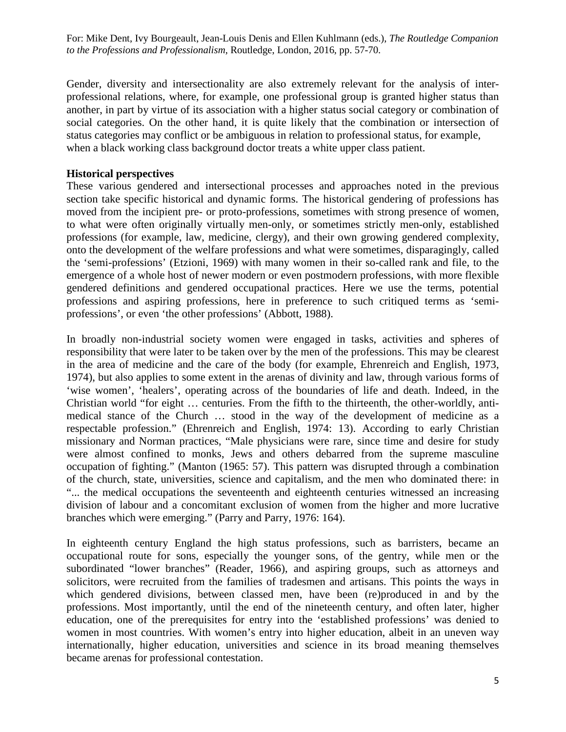Gender, diversity and intersectionality are also extremely relevant for the analysis of inter-professional relations, where, for example, one professional group is granted higher status than another, in part by virtue of its association with a higher status social category or combination of social categories. On the other hand, it is quite likely that the combination or intersection of status categories may conflict or be ambiguous in relation to professional status, for example, when a black working class background doctor treats a white upper class patient.

**Historical perspectives**

These various gendered and intersectional processes and approaches noted in the previous section take specific historical and dynamic forms. The historical gendering of professions has moved from the incipient pre- or proto-professions, sometimes with strong presence of women, to what were often originally virtually men-only, or sometimes strictly men-only, established professions (for example, law, medicine, clergy), and their own growing gendered complexity, onto the development of the welfare professions and what were sometimes, disparagingly, called the 'semi-professions' (Etzioni, 1969) with many women in their so-called rank and file, to the emergence of a whole host of newer modern or even postmodern professions, with more flexible gendered definitions and gendered occupational practices. Here we use the terms, potential professions and aspiring professions, here in preference to such critiqued terms as 'semi-professions', or even 'the other professions' (Abbott, 1988).

In broadly non-industrial society women were engaged in tasks, activities and spheres of responsibility that were later to be taken over by the men of the professions. This may be clearest in the area of medicine and the care of the body (for example, Ehrenreich and English, 1973, 1974), but also applies to some extent in the arenas of divinity and law, through various forms of 'wise women', 'healers', operating across of the boundaries of life and death. Indeed, in the Christian world "for eight … centuries. From the fifth to the thirteenth, the other-worldly, anti-medical stance of the Church … stood in the way of the development of medicine as a respectable profession." (Ehrenreich and English, 1974: 13). According to early Christian missionary and Norman practices, "Male physicians were rare, since time and desire for study were almost confined to monks, Jews and others debarred from the supreme masculine occupation of fighting." (Manton (1965: 57). This pattern was disrupted through a combination of the church, state, universities, science and capitalism, and the men who dominated there: in "... the medical occupations the seventeenth and eighteenth centuries witnessed an increasing division of labour and a concomitant exclusion of women from the higher and more lucrative branches which were emerging." (Parry and Parry, 1976: 164).

In eighteenth century England the high status professions, such as barristers, became an occupational route for sons, especially the younger sons, of the gentry, while men or the subordinated "lower branches" (Reader, 1966), and aspiring groups, such as attorneys and solicitors, were recruited from the families of tradesmen and artisans. This points the ways in which gendered divisions, between classed men, have been (re)produced in and by the professions. Most importantly, until the end of the nineteenth century, and often later, higher education, one of the prerequisites for entry into the 'established professions' was denied to women in most countries. With women's entry into higher education, albeit in an uneven way internationally, higher education, universities and science in its broad meaning themselves became arenas for professional contestation.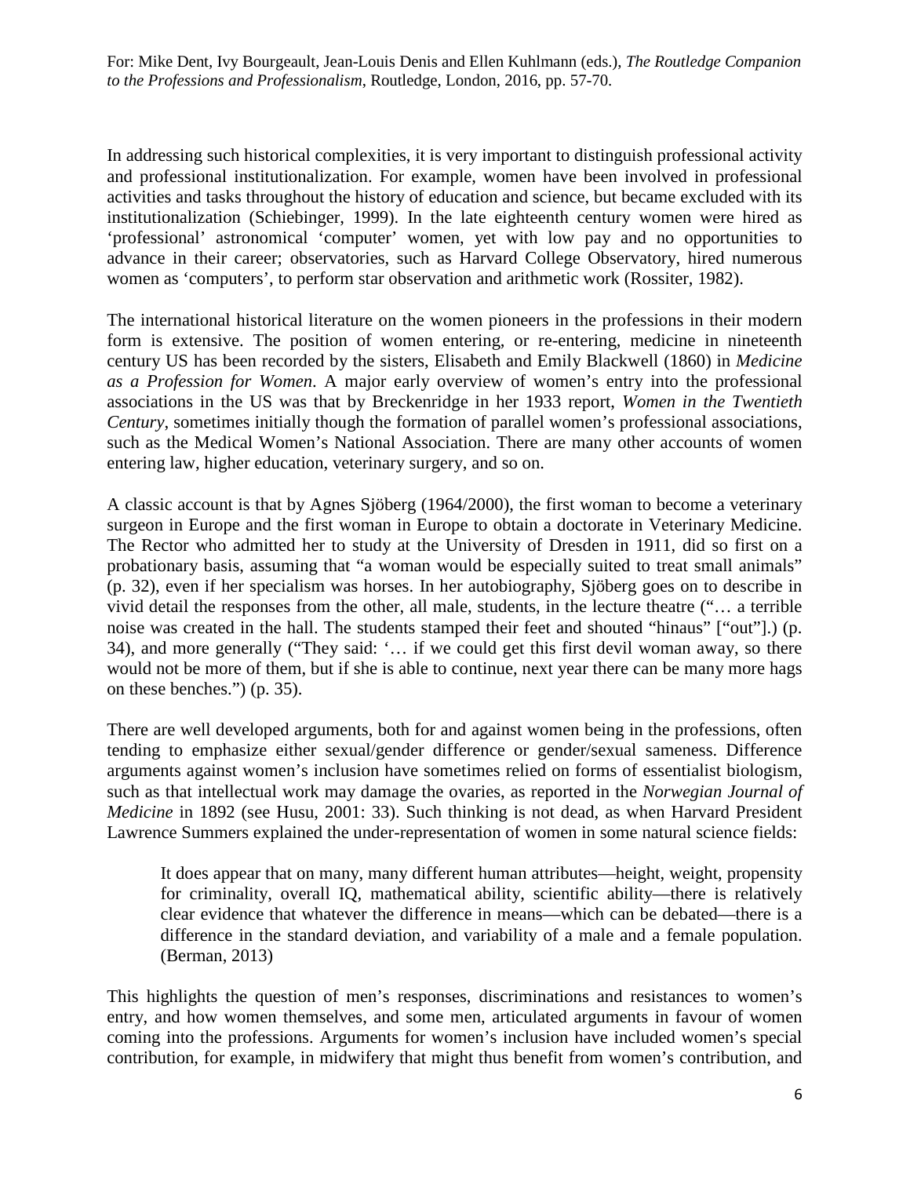In addressing such historical complexities, it is very important to distinguish professional activity and professional institutionalization. For example, women have been involved in professional activities and tasks throughout the history of education and science, but became excluded with its institutionalization (Schiebinger, 1999). In the late eighteenth century women were hired as 'professional' astronomical 'computer' women, yet with low pay and no opportunities to advance in their career; observatories, such as Harvard College Observatory, hired numerous women as 'computers', to perform star observation and arithmetic work (Rossiter, 1982).

The international historical literature on the women pioneers in the professions in their modern form is extensive. The position of women entering, or re-entering, medicine in nineteenth century US has been recorded by the sisters, Elisabeth and Emily Blackwell (1860) in *Medicine as a Profession for Women*. A major early overview of women's entry into the professional associations in the US was that by Breckenridge in her 1933 report, *Women in the Twentieth Century*, sometimes initially though the formation of parallel women's professional associations, such as the Medical Women's National Association. There are many other accounts of women entering law, higher education, veterinary surgery, and so on.

A classic account is that by Agnes Sjöberg (1964/2000), the first woman to become a veterinary surgeon in Europe and the first woman in Europe to obtain a doctorate in Veterinary Medicine. The Rector who admitted her to study at the University of Dresden in 1911, did so first on a probationary basis, assuming that "a woman would be especially suited to treat small animals" (p. 32), even if her specialism was horses. In her autobiography, Sjöberg goes on to describe in vivid detail the responses from the other, all male, students, in the lecture theatre ("… a terrible noise was created in the hall. The students stamped their feet and shouted "hinaus" ["out"].) (p. 34), and more generally ("They said: '… if we could get this first devil woman away, so there would not be more of them, but if she is able to continue, next year there can be many more hags on these benches.") (p. 35).

There are well developed arguments, both for and against women being in the professions, often tending to emphasize either sexual/gender difference or gender/sexual sameness. Difference arguments against women's inclusion have sometimes relied on forms of essentialist biologism, such as that intellectual work may damage the ovaries, as reported in the *Norwegian Journal of Medicine* in 1892 (see Husu, 2001: 33). Such thinking is not dead, as when Harvard President Lawrence Summers explained the under-representation of women in some natural science fields:

> It does appear that on many, many different human attributes—height, weight, propensity for criminality, overall IQ, mathematical ability, scientific ability—there is relatively clear evidence that whatever the difference in means—which can be debated—there is a difference in the standard deviation, and variability of a male and a female population. (Berman, 2013)

This highlights the question of men's responses, discriminations and resistances to women's entry, and how women themselves, and some men, articulated arguments in favour of women coming into the professions. Arguments for women's inclusion have included women's special contribution, for example, in midwifery that might thus benefit from women's contribution, and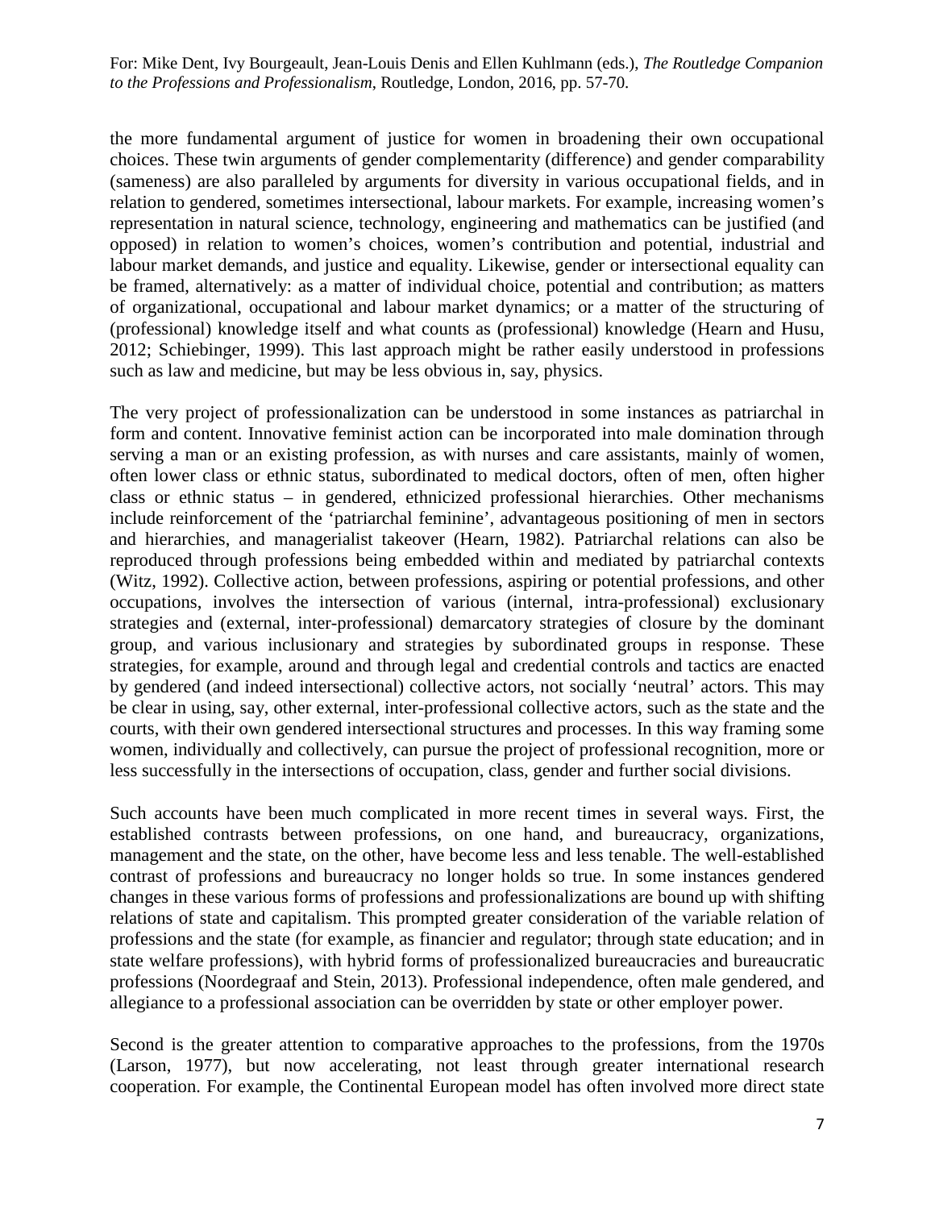the more fundamental argument of justice for women in broadening their own occupational choices. These twin arguments of gender complementarity (difference) and gender comparability (sameness) are also paralleled by arguments for diversity in various occupational fields, and in relation to gendered, sometimes intersectional, labour markets. For example, increasing women's representation in natural science, technology, engineering and mathematics can be justified (and opposed) in relation to women's choices, women's contribution and potential, industrial and labour market demands, and justice and equality. Likewise, gender or intersectional equality can be framed, alternatively: as a matter of individual choice, potential and contribution; as matters of organizational, occupational and labour market dynamics; or a matter of the structuring of (professional) knowledge itself and what counts as (professional) knowledge (Hearn and Husu, 2012; Schiebinger, 1999). This last approach might be rather easily understood in professions such as law and medicine, but may be less obvious in, say, physics.

The very project of professionalization can be understood in some instances as patriarchal in form and content. Innovative feminist action can be incorporated into male domination through serving a man or an existing profession, as with nurses and care assistants, mainly of women, often lower class or ethnic status, subordinated to medical doctors, often of men, often higher class or ethnic status – in gendered, ethnicized professional hierarchies. Other mechanisms include reinforcement of the 'patriarchal feminine', advantageous positioning of men in sectors and hierarchies, and managerialist takeover (Hearn, 1982). Patriarchal relations can also be reproduced through professions being embedded within and mediated by patriarchal contexts (Witz, 1992). Collective action, between professions, aspiring or potential professions, and other occupations, involves the intersection of various (internal, intra-professional) exclusionary strategies and (external, inter-professional) demarcatory strategies of closure by the dominant group, and various inclusionary and strategies by subordinated groups in response. These strategies, for example, around and through legal and credential controls and tactics are enacted by gendered (and indeed intersectional) collective actors, not socially 'neutral' actors. This may be clear in using, say, other external, inter-professional collective actors, such as the state and the courts, with their own gendered intersectional structures and processes. In this way framing some women, individually and collectively, can pursue the project of professional recognition, more or less successfully in the intersections of occupation, class, gender and further social divisions.

Such accounts have been much complicated in more recent times in several ways. First, the established contrasts between professions, on one hand, and bureaucracy, organizations, management and the state, on the other, have become less and less tenable. The well-established contrast of professions and bureaucracy no longer holds so true. In some instances gendered changes in these various forms of professions and professionalizations are bound up with shifting relations of state and capitalism. This prompted greater consideration of the variable relation of professions and the state (for example, as financier and regulator; through state education; and in state welfare professions), with hybrid forms of professionalized bureaucracies and bureaucratic professions (Noordegraaf and Stein, 2013). Professional independence, often male gendered, and allegiance to a professional association can be overridden by state or other employer power.

Second is the greater attention to comparative approaches to the professions, from the 1970s (Larson, 1977), but now accelerating, not least through greater international research cooperation. For example, the Continental European model has often involved more direct state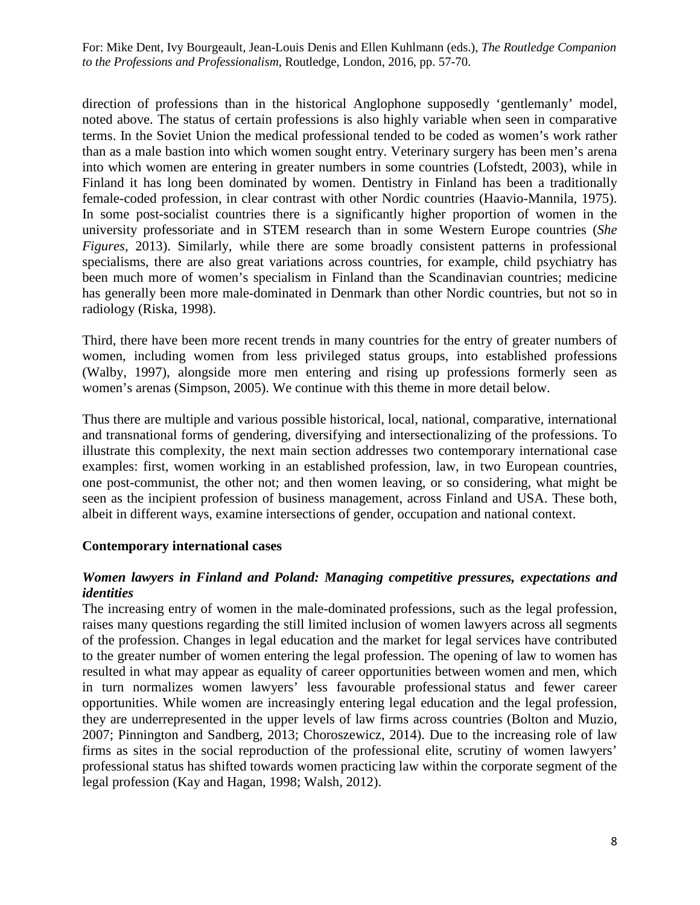direction of professions than in the historical Anglophone supposedly 'gentlemanly' model, noted above. The status of certain professions is also highly variable when seen in comparative terms. In the Soviet Union the medical professional tended to be coded as women's work rather than as a male bastion into which women sought entry. Veterinary surgery has been men's arena into which women are entering in greater numbers in some countries (Lofstedt, 2003), while in Finland it has long been dominated by women. Dentistry in Finland has been a traditionally female-coded profession, in clear contrast with other Nordic countries (Haavio-Mannila, 1975). In some post-socialist countries there is a significantly higher proportion of women in the university professoriate and in STEM research than in some Western Europe countries (*She Figures*, 2013). Similarly, while there are some broadly consistent patterns in professional specialisms, there are also great variations across countries, for example, child psychiatry has been much more of women's specialism in Finland than the Scandinavian countries; medicine has generally been more male-dominated in Denmark than other Nordic countries, but not so in radiology (Riska, 1998).

Third, there have been more recent trends in many countries for the entry of greater numbers of women, including women from less privileged status groups, into established professions (Walby, 1997), alongside more men entering and rising up professions formerly seen as women's arenas (Simpson, 2005). We continue with this theme in more detail below.

Thus there are multiple and various possible historical, local, national, comparative, international and transnational forms of gendering, diversifying and intersectionalizing of the professions. To illustrate this complexity, the next main section addresses two contemporary international case examples: first, women working in an established profession, law, in two European countries, one post-communist, the other not; and then women leaving, or so considering, what might be seen as the incipient profession of business management, across Finland and USA. These both, albeit in different ways, examine intersections of gender, occupation and national context.

## Contemporary international cases

### *Women lawyers in Finland and Poland: Managing competitive pressures, expectations and identities*

The increasing entry of women in the male-dominated professions, such as the legal profession, raises many questions regarding the still limited inclusion of women lawyers across all segments of the profession. Changes in legal education and the market for legal services have contributed to the greater number of women entering the legal profession. The opening of law to women has resulted in what may appear as equality of career opportunities between women and men, which in turn normalizes women lawyers' less favourable professional status and fewer career opportunities. While women are increasingly entering legal education and the legal profession, they are underrepresented in the upper levels of law firms across countries (Bolton and Muzio, 2007; Pinnington and Sandberg, 2013; Choroszewicz, 2014). Due to the increasing role of law firms as sites in the social reproduction of the professional elite, scrutiny of women lawyers' professional status has shifted towards women practicing law within the corporate segment of the legal profession (Kay and Hagan, 1998; Walsh, 2012).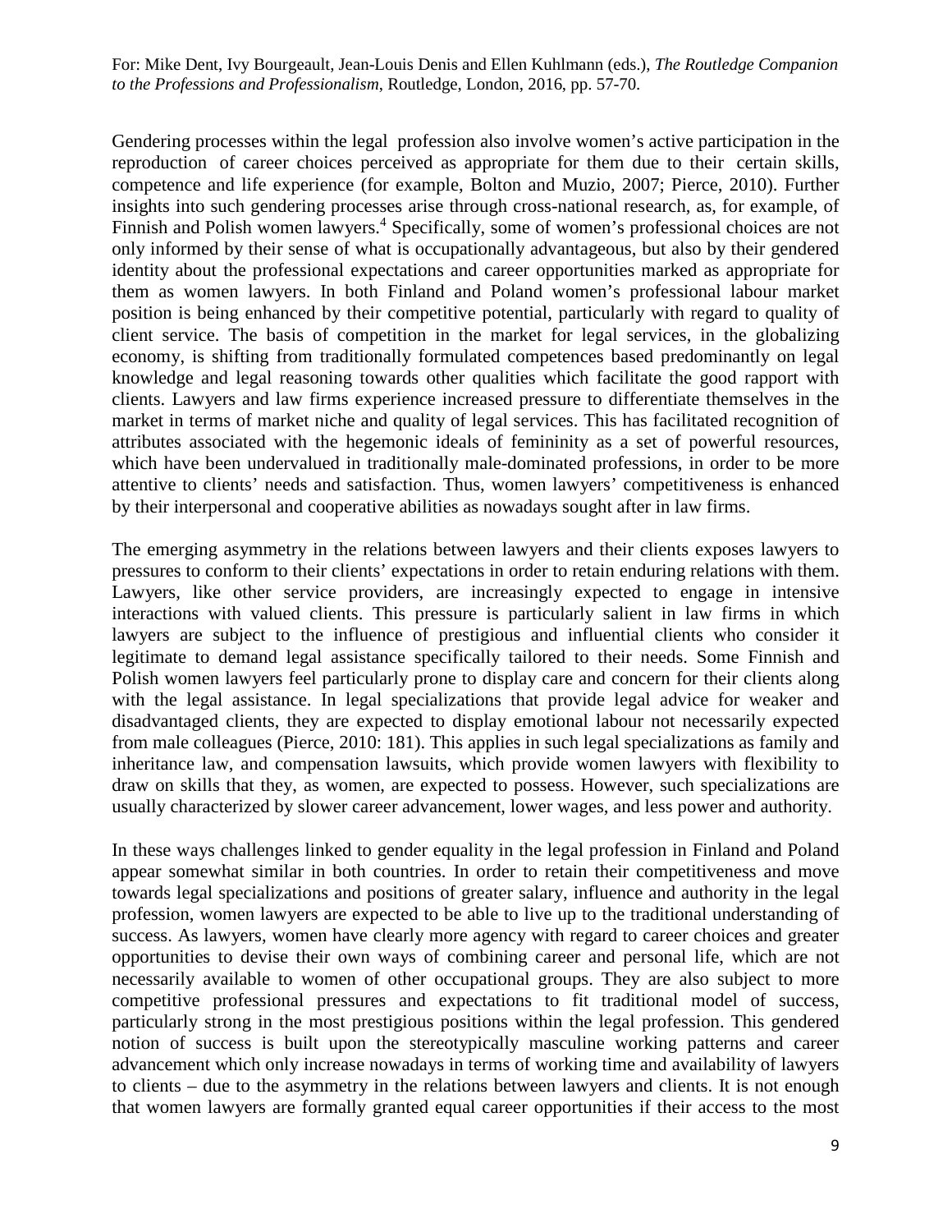Gendering processes within the legal profession also involve women's active participation in the reproduction of career choices perceived as appropriate for them due to their certain skills, competence and life experience (for example, Bolton and Muzio, 2007; Pierce, 2010). Further insights into such gendering processes arise through cross-national research, as, for example, of Finnish and Polish women lawyers.[4] Specifically, some of women's professional choices are not only informed by their sense of what is occupationally advantageous, but also by their gendered identity about the professional expectations and career opportunities marked as appropriate for them as women lawyers. In both Finland and Poland women's professional labour market position is being enhanced by their competitive potential, particularly with regard to quality of client service. The basis of competition in the market for legal services, in the globalizing economy, is shifting from traditionally formulated competences based predominantly on legal knowledge and legal reasoning towards other qualities which facilitate the good rapport with clients. Lawyers and law firms experience increased pressure to differentiate themselves in the market in terms of market niche and quality of legal services. This has facilitated recognition of attributes associated with the hegemonic ideals of femininity as a set of powerful resources, which have been undervalued in traditionally male-dominated professions, in order to be more attentive to clients' needs and satisfaction. Thus, women lawyers' competitiveness is enhanced by their interpersonal and cooperative abilities as nowadays sought after in law firms.

The emerging asymmetry in the relations between lawyers and their clients exposes lawyers to pressures to conform to their clients' expectations in order to retain enduring relations with them. Lawyers, like other service providers, are increasingly expected to engage in intensive interactions with valued clients. This pressure is particularly salient in law firms in which lawyers are subject to the influence of prestigious and influential clients who consider it legitimate to demand legal assistance specifically tailored to their needs. Some Finnish and Polish women lawyers feel particularly prone to display care and concern for their clients along with the legal assistance. In legal specializations that provide legal advice for weaker and disadvantaged clients, they are expected to display emotional labour not necessarily expected from male colleagues (Pierce, 2010: 181). This applies in such legal specializations as family and inheritance law, and compensation lawsuits, which provide women lawyers with flexibility to draw on skills that they, as women, are expected to possess. However, such specializations are usually characterized by slower career advancement, lower wages, and less power and authority.

In these ways challenges linked to gender equality in the legal profession in Finland and Poland appear somewhat similar in both countries. In order to retain their competitiveness and move towards legal specializations and positions of greater salary, influence and authority in the legal profession, women lawyers are expected to be able to live up to the traditional understanding of success. As lawyers, women have clearly more agency with regard to career choices and greater opportunities to devise their own ways of combining career and personal life, which are not necessarily available to women of other occupational groups. They are also subject to more competitive professional pressures and expectations to fit traditional model of success, particularly strong in the most prestigious positions within the legal profession. This gendered notion of success is built upon the stereotypically masculine working patterns and career advancement which only increase nowadays in terms of working time and availability of lawyers to clients – due to the asymmetry in the relations between lawyers and clients. It is not enough that women lawyers are formally granted equal career opportunities if their access to the most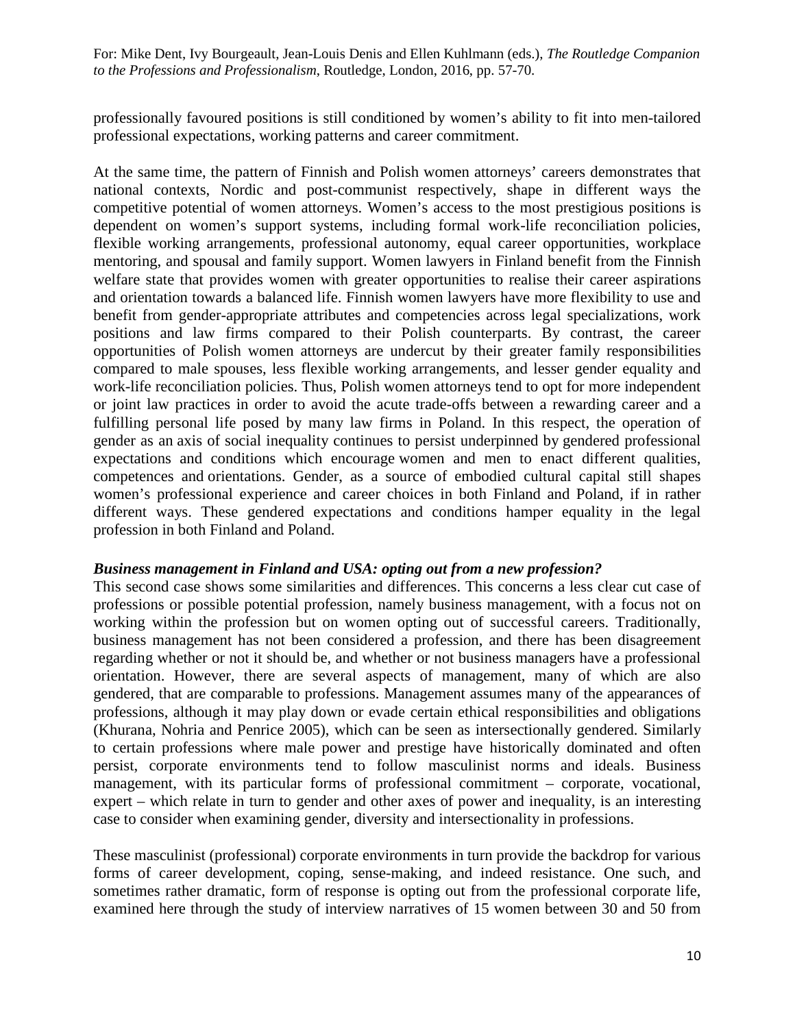professionally favoured positions is still conditioned by women's ability to fit into men-tailored professional expectations, working patterns and career commitment.

At the same time, the pattern of Finnish and Polish women attorneys' careers demonstrates that national contexts, Nordic and post-communist respectively, shape in different ways the competitive potential of women attorneys. Women's access to the most prestigious positions is dependent on women's support systems, including formal work-life reconciliation policies, flexible working arrangements, professional autonomy, equal career opportunities, workplace mentoring, and spousal and family support. Women lawyers in Finland benefit from the Finnish welfare state that provides women with greater opportunities to realise their career aspirations and orientation towards a balanced life. Finnish women lawyers have more flexibility to use and benefit from gender-appropriate attributes and competencies across legal specializations, work positions and law firms compared to their Polish counterparts. By contrast, the career opportunities of Polish women attorneys are undercut by their greater family responsibilities compared to male spouses, less flexible working arrangements, and lesser gender equality and work-life reconciliation policies. Thus, Polish women attorneys tend to opt for more independent or joint law practices in order to avoid the acute trade-offs between a rewarding career and a fulfilling personal life posed by many law firms in Poland. In this respect, the operation of gender as an axis of social inequality continues to persist underpinned by gendered professional expectations and conditions which encourage women and men to enact different qualities, competences and orientations. Gender, as a source of embodied cultural capital still shapes women's professional experience and career choices in both Finland and Poland, if in rather different ways. These gendered expectations and conditions hamper equality in the legal profession in both Finland and Poland.

### ***Business management in Finland and USA: opting out from a new profession?***

This second case shows some similarities and differences. This concerns a less clear cut case of professions or possible potential profession, namely business management, with a focus not on working within the profession but on women opting out of successful careers. Traditionally, business management has not been considered a profession, and there has been disagreement regarding whether or not it should be, and whether or not business managers have a professional orientation. However, there are several aspects of management, many of which are also gendered, that are comparable to professions. Management assumes many of the appearances of professions, although it may play down or evade certain ethical responsibilities and obligations (Khurana, Nohria and Penrice 2005), which can be seen as intersectionally gendered. Similarly to certain professions where male power and prestige have historically dominated and often persist, corporate environments tend to follow masculinist norms and ideals. Business management, with its particular forms of professional commitment – corporate, vocational, expert – which relate in turn to gender and other axes of power and inequality, is an interesting case to consider when examining gender, diversity and intersectionality in professions.

These masculinist (professional) corporate environments in turn provide the backdrop for various forms of career development, coping, sense-making, and indeed resistance. One such, and sometimes rather dramatic, form of response is opting out from the professional corporate life, examined here through the study of interview narratives of 15 women between 30 and 50 from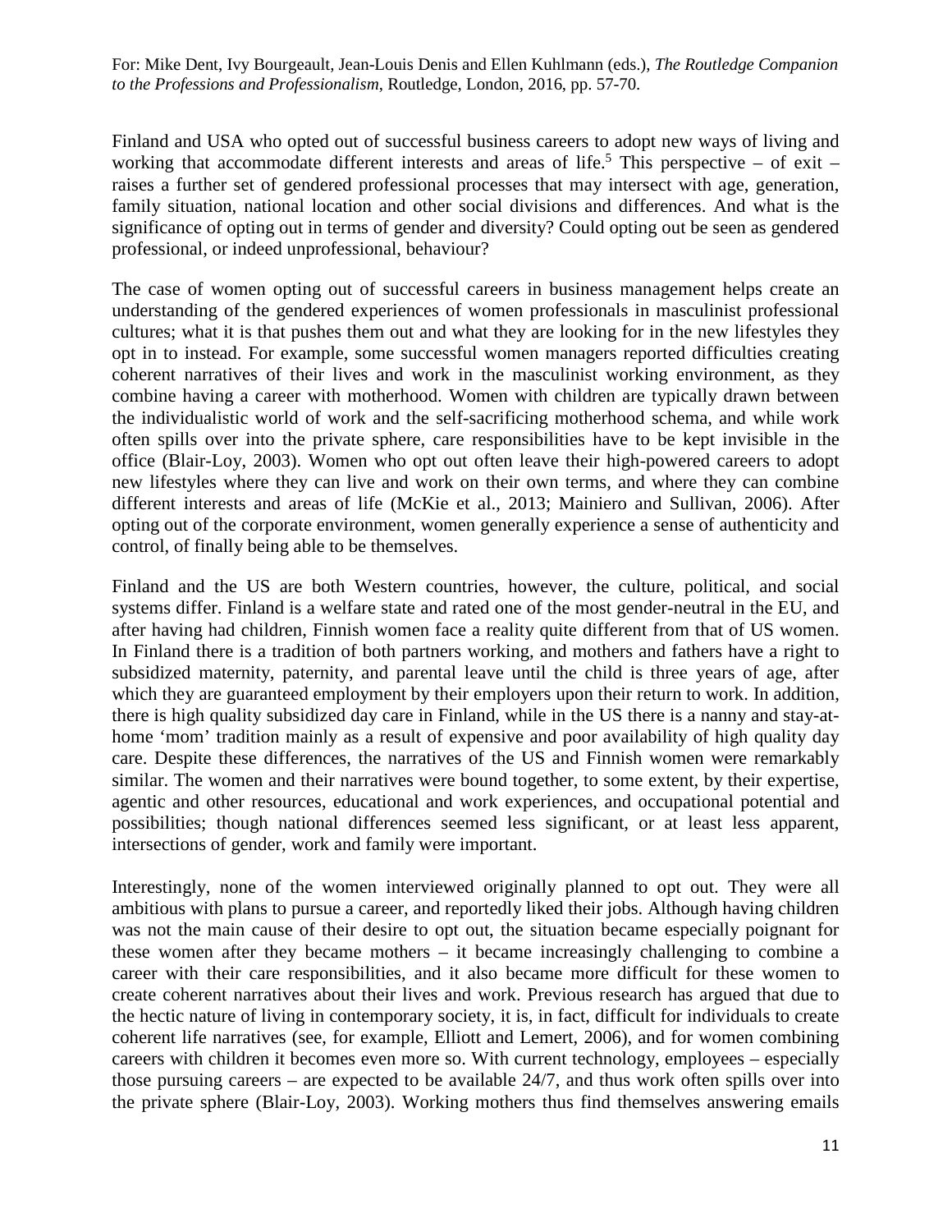Finland and USA who opted out of successful business careers to adopt new ways of living and working that accommodate different interests and areas of life.[5] This perspective – of exit – raises a further set of gendered professional processes that may intersect with age, generation, family situation, national location and other social divisions and differences. And what is the significance of opting out in terms of gender and diversity? Could opting out be seen as gendered professional, or indeed unprofessional, behaviour?

The case of women opting out of successful careers in business management helps create an understanding of the gendered experiences of women professionals in masculinist professional cultures; what it is that pushes them out and what they are looking for in the new lifestyles they opt in to instead. For example, some successful women managers reported difficulties creating coherent narratives of their lives and work in the masculinist working environment, as they combine having a career with motherhood. Women with children are typically drawn between the individualistic world of work and the self-sacrificing motherhood schema, and while work often spills over into the private sphere, care responsibilities have to be kept invisible in the office (Blair-Loy, 2003). Women who opt out often leave their high-powered careers to adopt new lifestyles where they can live and work on their own terms, and where they can combine different interests and areas of life (McKie et al., 2013; Mainiero and Sullivan, 2006). After opting out of the corporate environment, women generally experience a sense of authenticity and control, of finally being able to be themselves.

Finland and the US are both Western countries, however, the culture, political, and social systems differ. Finland is a welfare state and rated one of the most gender-neutral in the EU, and after having had children, Finnish women face a reality quite different from that of US women. In Finland there is a tradition of both partners working, and mothers and fathers have a right to subsidized maternity, paternity, and parental leave until the child is three years of age, after which they are guaranteed employment by their employers upon their return to work. In addition, there is high quality subsidized day care in Finland, while in the US there is a nanny and stay-at-home 'mom' tradition mainly as a result of expensive and poor availability of high quality day care. Despite these differences, the narratives of the US and Finnish women were remarkably similar. The women and their narratives were bound together, to some extent, by their expertise, agentic and other resources, educational and work experiences, and occupational potential and possibilities; though national differences seemed less significant, or at least less apparent, intersections of gender, work and family were important.

Interestingly, none of the women interviewed originally planned to opt out. They were all ambitious with plans to pursue a career, and reportedly liked their jobs. Although having children was not the main cause of their desire to opt out, the situation became especially poignant for these women after they became mothers – it became increasingly challenging to combine a career with their care responsibilities, and it also became more difficult for these women to create coherent narratives about their lives and work. Previous research has argued that due to the hectic nature of living in contemporary society, it is, in fact, difficult for individuals to create coherent life narratives (see, for example, Elliott and Lemert, 2006), and for women combining careers with children it becomes even more so. With current technology, employees – especially those pursuing careers – are expected to be available 24/7, and thus work often spills over into the private sphere (Blair-Loy, 2003). Working mothers thus find themselves answering emails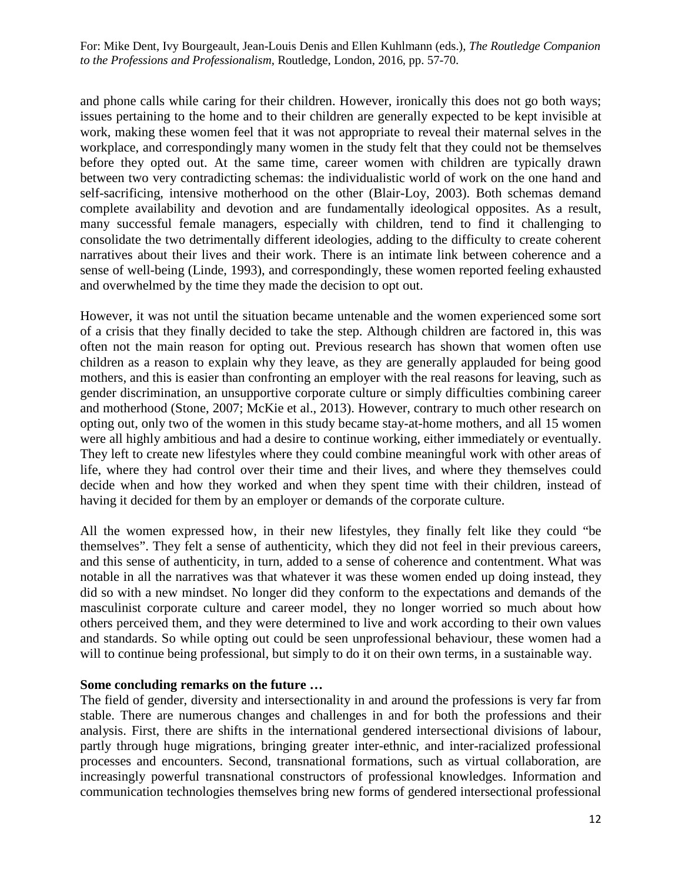and phone calls while caring for their children. However, ironically this does not go both ways; issues pertaining to the home and to their children are generally expected to be kept invisible at work, making these women feel that it was not appropriate to reveal their maternal selves in the workplace, and correspondingly many women in the study felt that they could not be themselves before they opted out. At the same time, career women with children are typically drawn between two very contradicting schemas: the individualistic world of work on the one hand and self-sacrificing, intensive motherhood on the other (Blair-Loy, 2003). Both schemas demand complete availability and devotion and are fundamentally ideological opposites. As a result, many successful female managers, especially with children, tend to find it challenging to consolidate the two detrimentally different ideologies, adding to the difficulty to create coherent narratives about their lives and their work. There is an intimate link between coherence and a sense of well-being (Linde, 1993), and correspondingly, these women reported feeling exhausted and overwhelmed by the time they made the decision to opt out.

However, it was not until the situation became untenable and the women experienced some sort of a crisis that they finally decided to take the step. Although children are factored in, this was often not the main reason for opting out. Previous research has shown that women often use children as a reason to explain why they leave, as they are generally applauded for being good mothers, and this is easier than confronting an employer with the real reasons for leaving, such as gender discrimination, an unsupportive corporate culture or simply difficulties combining career and motherhood (Stone, 2007; McKie et al., 2013). However, contrary to much other research on opting out, only two of the women in this study became stay-at-home mothers, and all 15 women were all highly ambitious and had a desire to continue working, either immediately or eventually. They left to create new lifestyles where they could combine meaningful work with other areas of life, where they had control over their time and their lives, and where they themselves could decide when and how they worked and when they spent time with their children, instead of having it decided for them by an employer or demands of the corporate culture.

All the women expressed how, in their new lifestyles, they finally felt like they could "be themselves". They felt a sense of authenticity, which they did not feel in their previous careers, and this sense of authenticity, in turn, added to a sense of coherence and contentment. What was notable in all the narratives was that whatever it was these women ended up doing instead, they did so with a new mindset. No longer did they conform to the expectations and demands of the masculinist corporate culture and career model, they no longer worried so much about how others perceived them, and they were determined to live and work according to their own values and standards. So while opting out could be seen unprofessional behaviour, these women had a will to continue being professional, but simply to do it on their own terms, in a sustainable way.

**Some concluding remarks on the future …**

The field of gender, diversity and intersectionality in and around the professions is very far from stable. There are numerous changes and challenges in and for both the professions and their analysis. First, there are shifts in the international gendered intersectional divisions of labour, partly through huge migrations, bringing greater inter-ethnic, and inter-racialized professional processes and encounters. Second, transnational formations, such as virtual collaboration, are increasingly powerful transnational constructors of professional knowledges. Information and communication technologies themselves bring new forms of gendered intersectional professional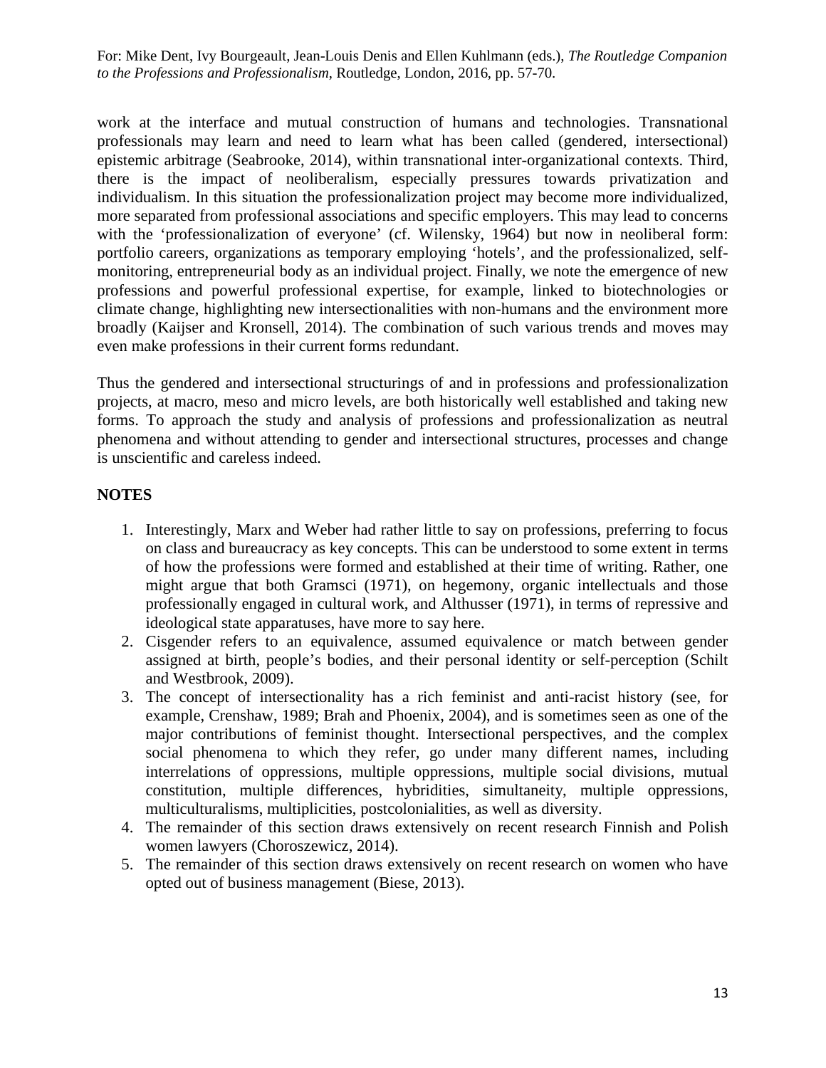work at the interface and mutual construction of humans and technologies. Transnational professionals may learn and need to learn what has been called (gendered, intersectional) epistemic arbitrage (Seabrooke, 2014), within transnational inter-organizational contexts. Third, there is the impact of neoliberalism, especially pressures towards privatization and individualism. In this situation the professionalization project may become more individualized, more separated from professional associations and specific employers. This may lead to concerns with the 'professionalization of everyone' (cf. Wilensky, 1964) but now in neoliberal form: portfolio careers, organizations as temporary employing 'hotels', and the professionalized, self-monitoring, entrepreneurial body as an individual project. Finally, we note the emergence of new professions and powerful professional expertise, for example, linked to biotechnologies or climate change, highlighting new intersectionalities with non-humans and the environment more broadly (Kaijser and Kronsell, 2014). The combination of such various trends and moves may even make professions in their current forms redundant.

Thus the gendered and intersectional structurings of and in professions and professionalization projects, at macro, meso and micro levels, are both historically well established and taking new forms. To approach the study and analysis of professions and professionalization as neutral phenomena and without attending to gender and intersectional structures, processes and change is unscientific and careless indeed.

## NOTES

1. Interestingly, Marx and Weber had rather little to say on professions, preferring to focus on class and bureaucracy as key concepts. This can be understood to some extent in terms of how the professions were formed and established at their time of writing. Rather, one might argue that both Gramsci (1971), on hegemony, organic intellectuals and those professionally engaged in cultural work, and Althusser (1971), in terms of repressive and ideological state apparatuses, have more to say here.
2. Cisgender refers to an equivalence, assumed equivalence or match between gender assigned at birth, people's bodies, and their personal identity or self-perception (Schilt and Westbrook, 2009).
3. The concept of intersectionality has a rich feminist and anti-racist history (see, for example, Crenshaw, 1989; Brah and Phoenix, 2004), and is sometimes seen as one of the major contributions of feminist thought. Intersectional perspectives, and the complex social phenomena to which they refer, go under many different names, including interrelations of oppressions, multiple oppressions, multiple social divisions, mutual constitution, multiple differences, hybridities, simultaneity, multiple oppressions, multiculturalisms, multiplicities, postcolonialities, as well as diversity.
4. The remainder of this section draws extensively on recent research Finnish and Polish women lawyers (Choroszewicz, 2014).
5. The remainder of this section draws extensively on recent research on women who have opted out of business management (Biese, 2013).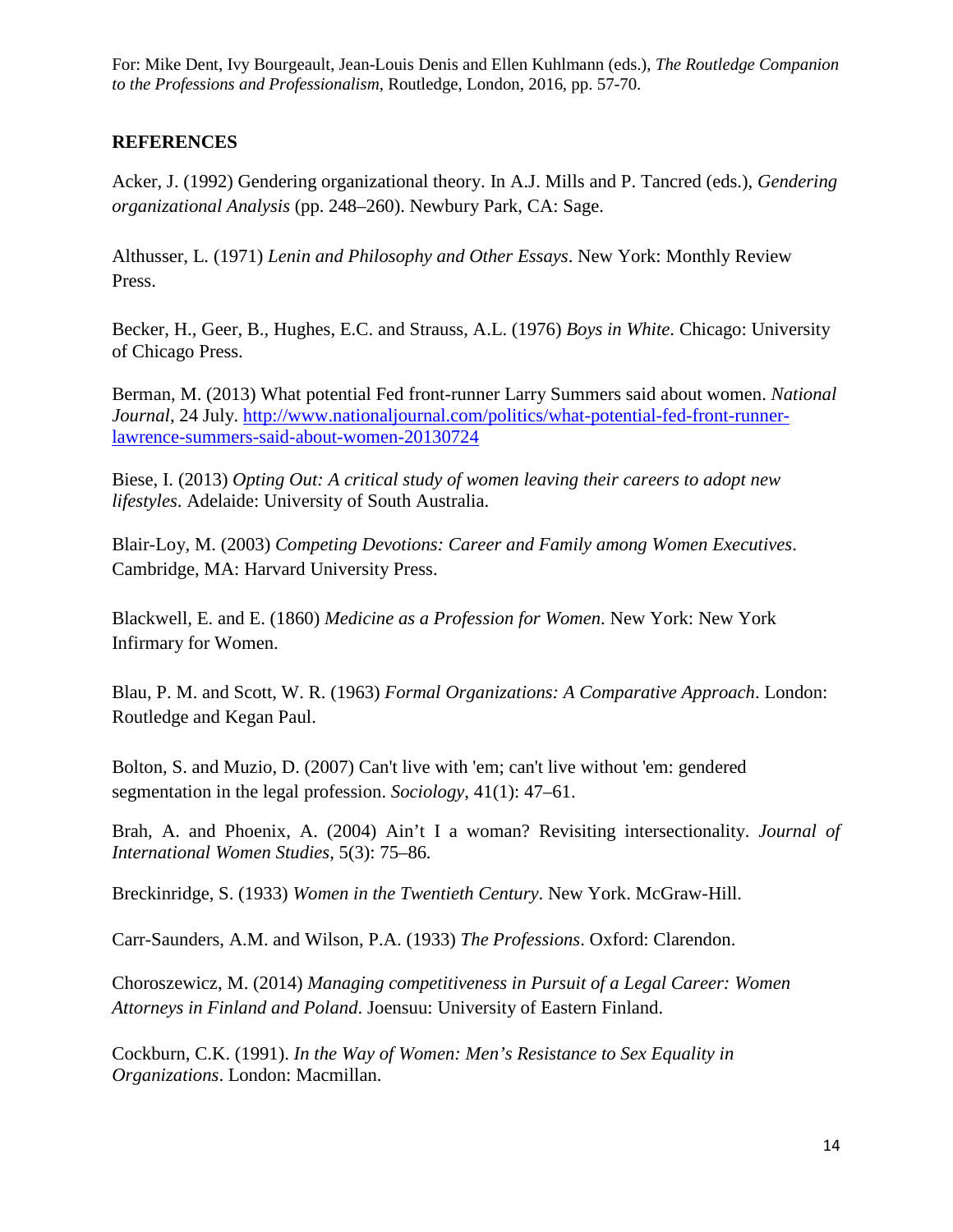For: Mike Dent, Ivy Bourgeault, Jean-Louis Denis and Ellen Kuhlmann (eds.), *The Routledge Companion to the Professions and Professionalism*, Routledge, London, 2016, pp. 57-70.

**REFERENCES**

Acker, J. (1992) Gendering organizational theory. In A.J. Mills and P. Tancred (eds.), *Gendering organizational Analysis* (pp. 248–260). Newbury Park, CA: Sage.

Althusser, L. (1971) *Lenin and Philosophy and Other Essays*. New York: Monthly Review Press.

Becker, H., Geer, B., Hughes, E.C. and Strauss, A.L. (1976) *Boys in White*. Chicago: University of Chicago Press.

Berman, M. (2013) What potential Fed front-runner Larry Summers said about women. *National Journal*, 24 July. http://www.nationaljournal.com/politics/what-potential-fed-front-runner-lawrence-summers-said-about-women-20130724

Biese, I. (2013) *Opting Out: A critical study of women leaving their careers to adopt new lifestyles*. Adelaide: University of South Australia.

Blair-Loy, M. (2003) *Competing Devotions: Career and Family among Women Executives*. Cambridge, MA: Harvard University Press.

Blackwell, E. and E. (1860) *Medicine as a Profession for Women*. New York: New York Infirmary for Women.

Blau, P. M. and Scott, W. R. (1963) *Formal Organizations: A Comparative Approach*. London: Routledge and Kegan Paul.

Bolton, S. and Muzio, D. (2007) Can't live with 'em; can't live without 'em: gendered segmentation in the legal profession. *Sociology*, 41(1): 47–61.

Brah, A. and Phoenix, A. (2004) Ain't I a woman? Revisiting intersectionality. *Journal of International Women Studies*, 5(3): 75–86.

Breckinridge, S. (1933) *Women in the Twentieth Century*. New York. McGraw-Hill.

Carr-Saunders, A.M. and Wilson, P.A. (1933) *The Professions*. Oxford: Clarendon.

Choroszewicz, M. (2014) *Managing competitiveness in Pursuit of a Legal Career: Women Attorneys in Finland and Poland*. Joensuu: University of Eastern Finland.

Cockburn, C.K. (1991). *In the Way of Women: Men's Resistance to Sex Equality in Organizations*. London: Macmillan.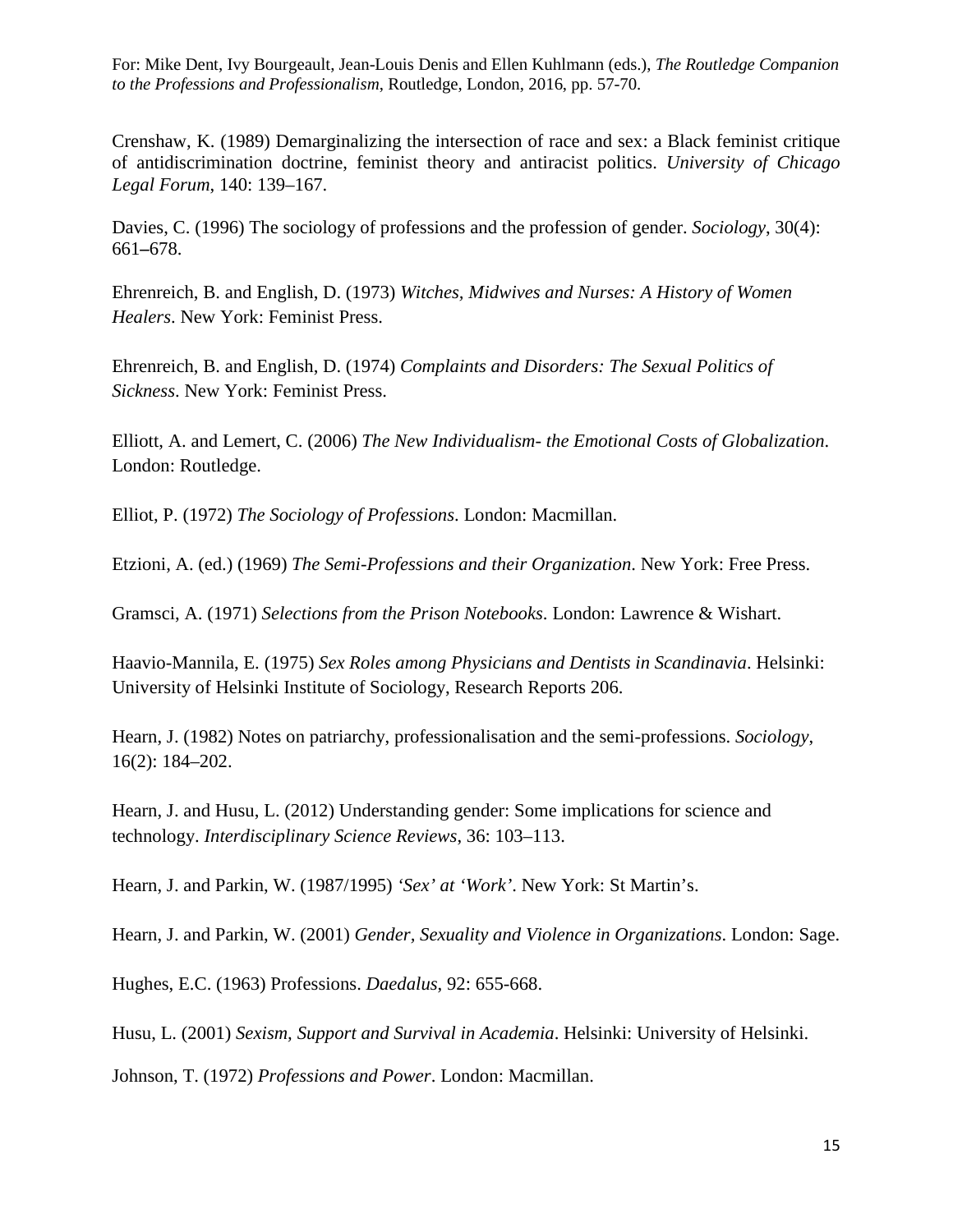Crenshaw, K. (1989) Demarginalizing the intersection of race and sex: a Black feminist critique of antidiscrimination doctrine, feminist theory and antiracist politics. *University of Chicago Legal Forum*, 140: 139–167.

Davies, C. (1996) The sociology of professions and the profession of gender. *Sociology*, 30(4): 661–678.

Ehrenreich, B. and English, D. (1973) *Witches, Midwives and Nurses: A History of Women Healers*. New York: Feminist Press.

Ehrenreich, B. and English, D. (1974) *Complaints and Disorders: The Sexual Politics of Sickness*. New York: Feminist Press.

Elliott, A. and Lemert, C. (2006) *The New Individualism- the Emotional Costs of Globalization*. London: Routledge.

Elliot, P. (1972) *The Sociology of Professions*. London: Macmillan.

Etzioni, A. (ed.) (1969) *The Semi-Professions and their Organization*. New York: Free Press.

Gramsci, A. (1971) *Selections from the Prison Notebooks*. London: Lawrence & Wishart.

Haavio-Mannila, E. (1975) *Sex Roles among Physicians and Dentists in Scandinavia*. Helsinki: University of Helsinki Institute of Sociology, Research Reports 206.

Hearn, J. (1982) Notes on patriarchy, professionalisation and the semi-professions. *Sociology*, 16(2): 184–202.

Hearn, J. and Husu, L. (2012) Understanding gender: Some implications for science and technology. *Interdisciplinary Science Reviews*, 36: 103–113.

Hearn, J. and Parkin, W. (1987/1995) *'Sex' at 'Work'*. New York: St Martin's.

Hearn, J. and Parkin, W. (2001) *Gender, Sexuality and Violence in Organizations*. London: Sage.

Hughes, E.C. (1963) Professions. *Daedalus*, 92: 655-668.

Husu, L. (2001) *Sexism, Support and Survival in Academia*. Helsinki: University of Helsinki.

Johnson, T. (1972) *Professions and Power*. London: Macmillan.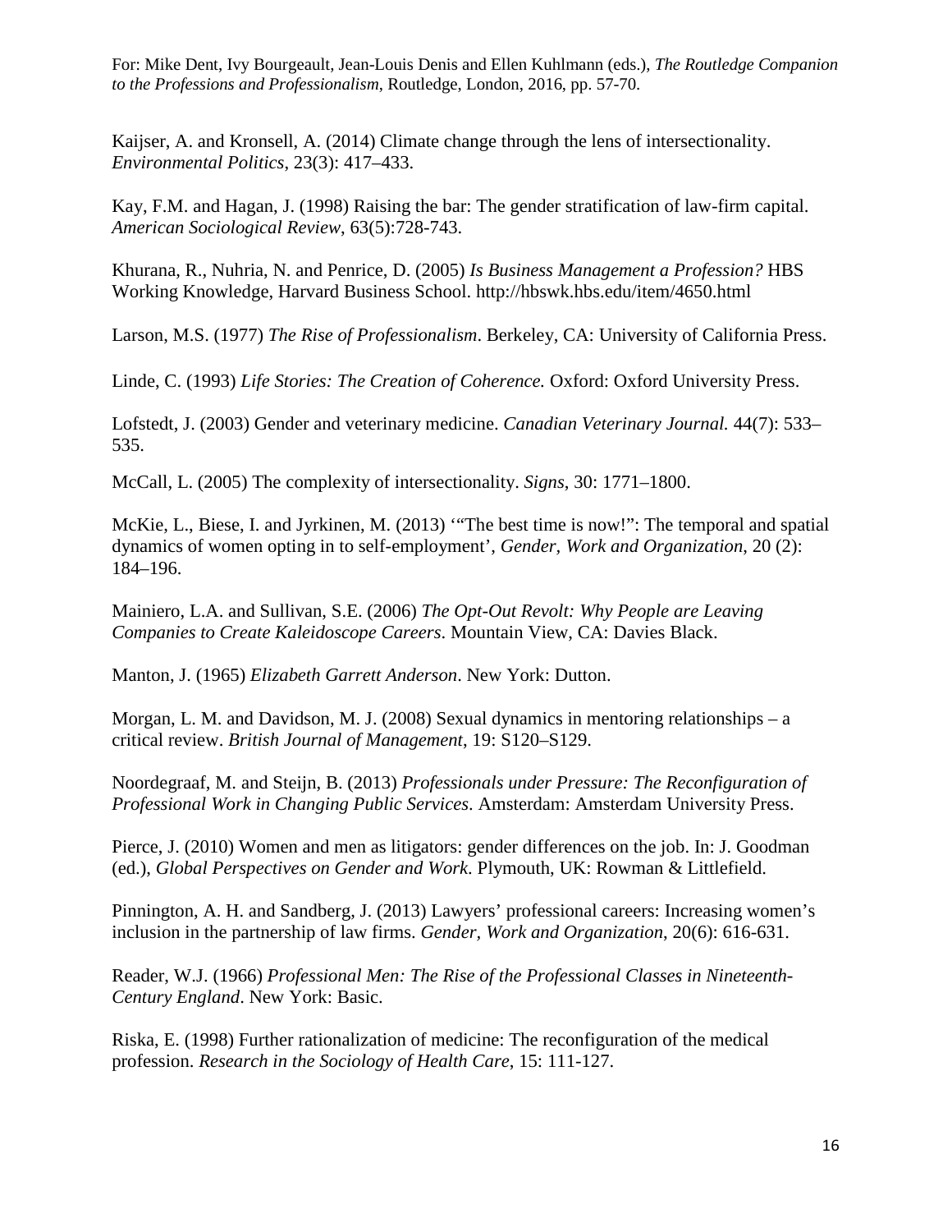Kaijser, A. and Kronsell, A. (2014) Climate change through the lens of intersectionality. *Environmental Politics*, 23(3): 417–433.

Kay, F.M. and Hagan, J. (1998) Raising the bar: The gender stratification of law-firm capital. *American Sociological Review*, 63(5):728-743.

Khurana, R., Nuhria, N. and Penrice, D. (2005) *Is Business Management a Profession?* HBS Working Knowledge, Harvard Business School. http://hbswk.hbs.edu/item/4650.html

Larson, M.S. (1977) *The Rise of Professionalism*. Berkeley, CA: University of California Press.

Linde, C. (1993) *Life Stories: The Creation of Coherence.* Oxford: Oxford University Press.

Lofstedt, J. (2003) Gender and veterinary medicine. *Canadian Veterinary Journal.* 44(7): 533–535.

McCall, L. (2005) The complexity of intersectionality. *Signs*, 30: 1771–1800.

McKie, L., Biese, I. and Jyrkinen, M. (2013) '"The best time is now!": The temporal and spatial dynamics of women opting in to self-employment', *Gender, Work and Organization*, 20 (2): 184–196.

Mainiero, L.A. and Sullivan, S.E. (2006) *The Opt-Out Revolt: Why People are Leaving Companies to Create Kaleidoscope Careers*. Mountain View, CA: Davies Black.

Manton, J. (1965) *Elizabeth Garrett Anderson*. New York: Dutton.

Morgan, L. M. and Davidson, M. J. (2008) Sexual dynamics in mentoring relationships – a critical review. *British Journal of Management*, 19: S120–S129.

Noordegraaf, M. and Steijn, B. (2013) *Professionals under Pressure: The Reconfiguration of Professional Work in Changing Public Services*. Amsterdam: Amsterdam University Press.

Pierce, J. (2010) Women and men as litigators: gender differences on the job. In: J. Goodman (ed.), *Global Perspectives on Gender and Work*. Plymouth, UK: Rowman & Littlefield.

Pinnington, A. H. and Sandberg, J. (2013) Lawyers' professional careers: Increasing women's inclusion in the partnership of law firms. *Gender, Work and Organization*, 20(6): 616-631.

Reader, W.J. (1966) *Professional Men: The Rise of the Professional Classes in Nineteenth-Century England*. New York: Basic.

Riska, E. (1998) Further rationalization of medicine: The reconfiguration of the medical profession. *Research in the Sociology of Health Care*, 15: 111-127.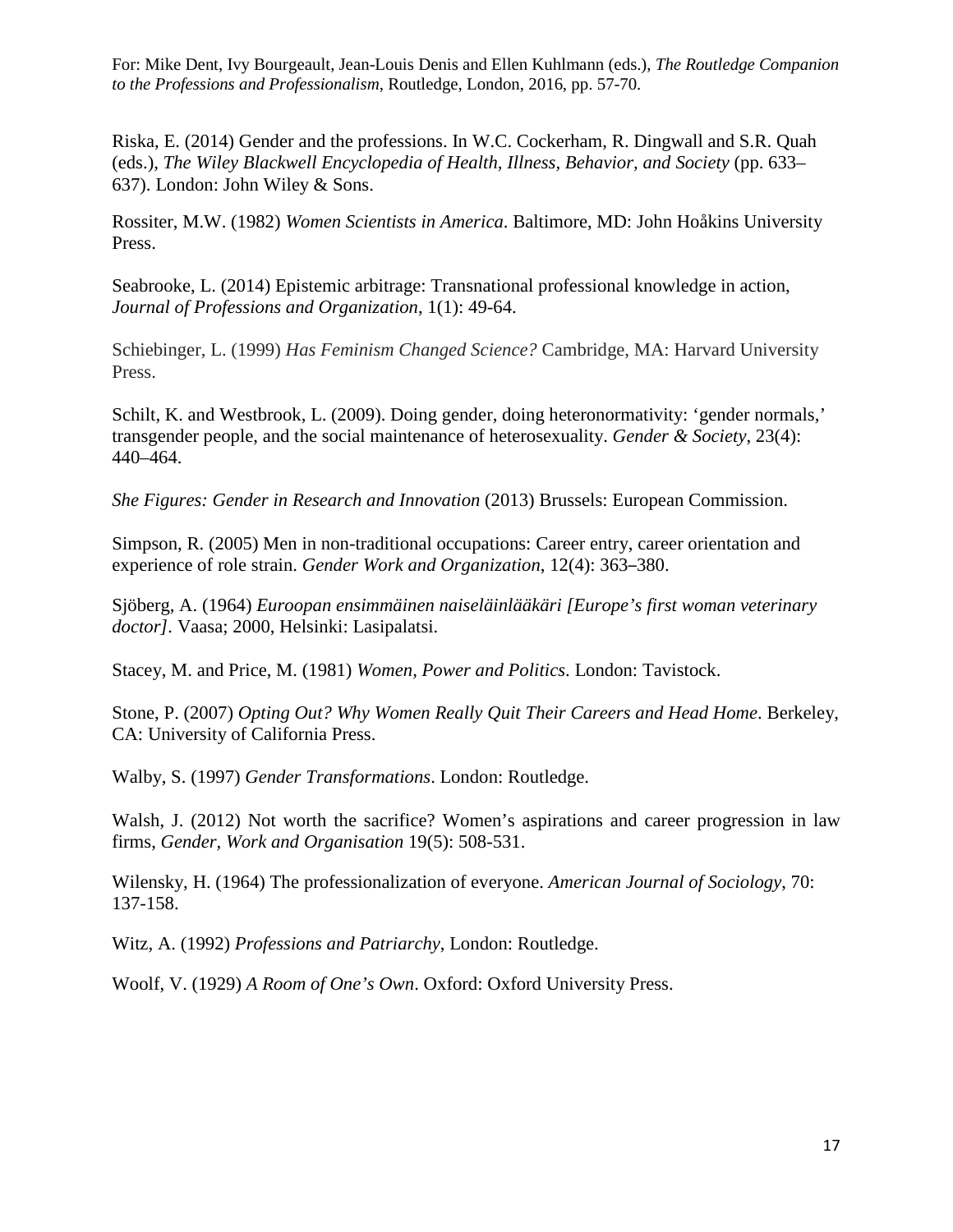For: Mike Dent, Ivy Bourgeault, Jean-Louis Denis and Ellen Kuhlmann (eds.), *The Routledge Companion to the Professions and Professionalism*, Routledge, London, 2016, pp. 57-70.

Riska, E. (2014) Gender and the professions. In W.C. Cockerham, R. Dingwall and S.R. Quah (eds.), *The Wiley Blackwell Encyclopedia of Health, Illness, Behavior, and Society* (pp. 633–637). London: John Wiley & Sons.

Rossiter, M.W. (1982) *Women Scientists in America*. Baltimore, MD: John Hoåkins University Press.

Seabrooke, L. (2014) Epistemic arbitrage: Transnational professional knowledge in action, *Journal of Professions and Organization*, 1(1): 49-64.

Schiebinger, L. (1999) *Has Feminism Changed Science?* Cambridge, MA: Harvard University Press.

Schilt, K. and Westbrook, L. (2009). Doing gender, doing heteronormativity: 'gender normals,' transgender people, and the social maintenance of heterosexuality. *Gender & Society*, 23(4): 440–464.

*She Figures: Gender in Research and Innovation* (2013) Brussels: European Commission.

Simpson, R. (2005) Men in non-traditional occupations: Career entry, career orientation and experience of role strain. *Gender Work and Organization*, 12(4): 363–380.

Sjöberg, A. (1964) *Euroopan ensimmäinen naiseläinlääkäri [Europe's first woman veterinary doctor]*. Vaasa; 2000, Helsinki: Lasipalatsi.

Stacey, M. and Price, M. (1981) *Women, Power and Politics*. London: Tavistock.

Stone, P. (2007) *Opting Out? Why Women Really Quit Their Careers and Head Home*. Berkeley, CA: University of California Press.

Walby, S. (1997) *Gender Transformations*. London: Routledge.

Walsh, J. (2012) Not worth the sacrifice? Women's aspirations and career progression in law firms, *Gender, Work and Organisation* 19(5): 508-531.

Wilensky, H. (1964) The professionalization of everyone. *American Journal of Sociology*, 70: 137-158.

Witz, A. (1992) *Professions and Patriarchy*, London: Routledge.

Woolf, V. (1929) *A Room of One's Own*. Oxford: Oxford University Press.